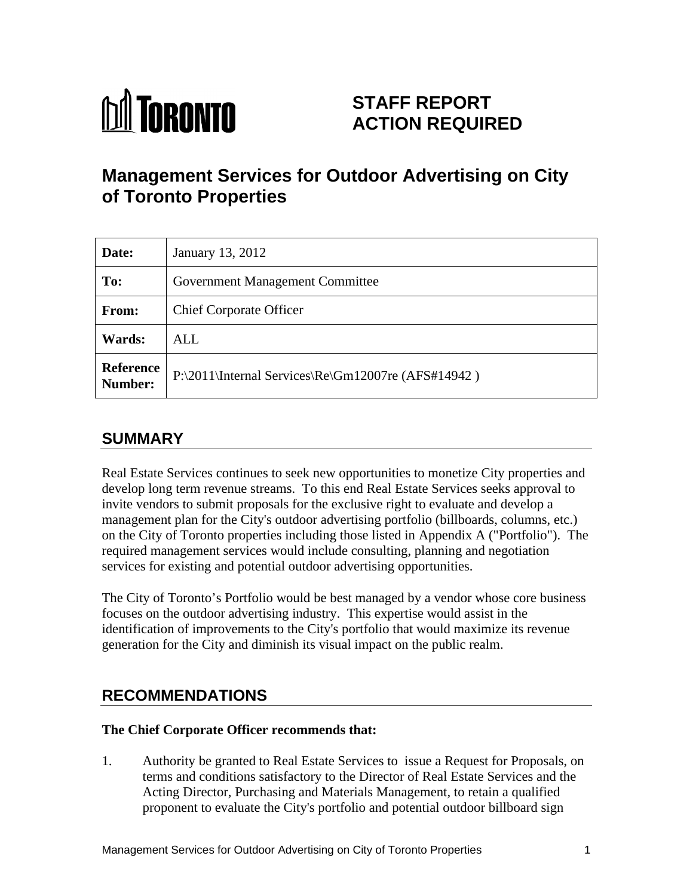# STAFF REPORT ACTION REQUIRED

# Management Services for Outdoor Advertising on City of Toronto Properties

| | |
|---|---|
| **Date:** | January 13, 2012 |
| **To:** | Government Management Committee |
| **From:** | Chief Corporate Officer |
| **Wards:** | ALL |
| **Reference Number:** | P:\2011\Internal Services\Re\Gm12007re (AFS#14942 ) |

## SUMMARY

Real Estate Services continues to seek new opportunities to monetize City properties and develop long term revenue streams. To this end Real Estate Services seeks approval to invite vendors to submit proposals for the exclusive right to evaluate and develop a management plan for the City's outdoor advertising portfolio (billboards, columns, etc.) on the City of Toronto properties including those listed in Appendix A ("Portfolio"). The required management services would include consulting, planning and negotiation services for existing and potential outdoor advertising opportunities.

The City of Toronto's Portfolio would be best managed by a vendor whose core business focuses on the outdoor advertising industry. This expertise would assist in the identification of improvements to the City's portfolio that would maximize its revenue generation for the City and diminish its visual impact on the public realm.

## RECOMMENDATIONS

**The Chief Corporate Officer recommends that:**

1. Authority be granted to Real Estate Services to issue a Request for Proposals, on terms and conditions satisfactory to the Director of Real Estate Services and the Acting Director, Purchasing and Materials Management, to retain a qualified proponent to evaluate the City's portfolio and potential outdoor billboard sign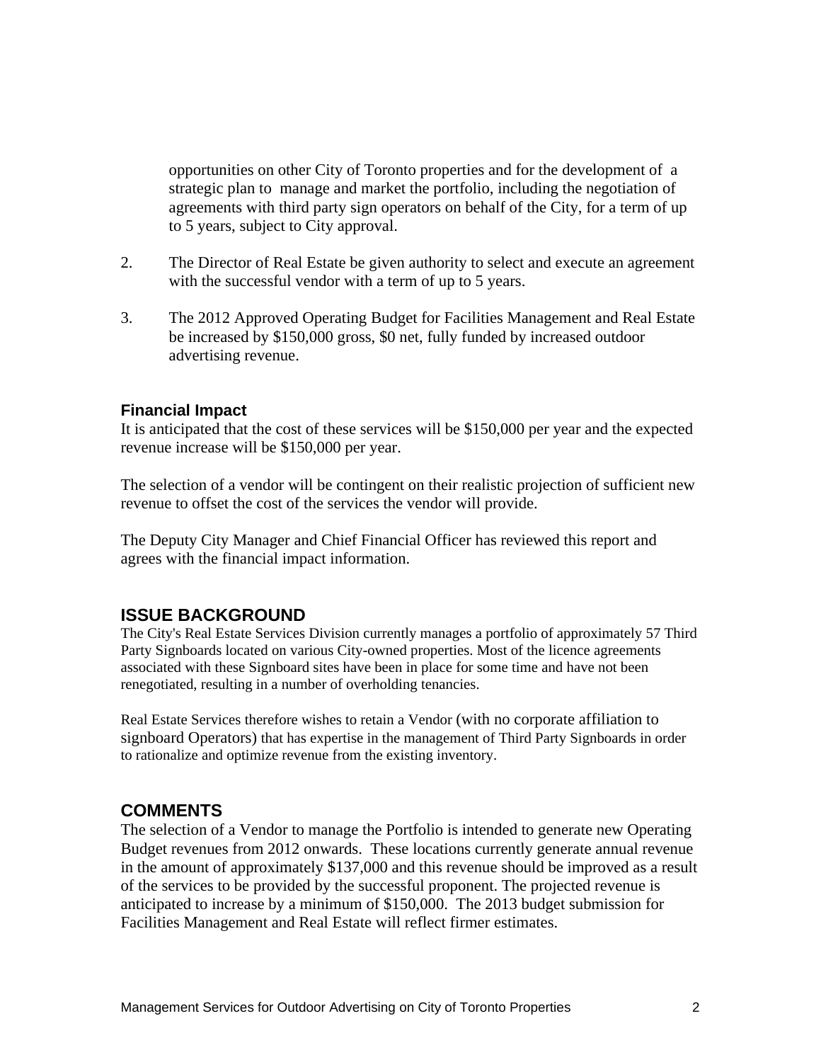opportunities on other City of Toronto properties and for the development of a strategic plan to manage and market the portfolio, including the negotiation of agreements with third party sign operators on behalf of the City, for a term of up to 5 years, subject to City approval.

2. The Director of Real Estate be given authority to select and execute an agreement with the successful vendor with a term of up to 5 years.

3. The 2012 Approved Operating Budget for Facilities Management and Real Estate be increased by $150,000 gross, $0 net, fully funded by increased outdoor advertising revenue.

### Financial Impact

It is anticipated that the cost of these services will be $150,000 per year and the expected revenue increase will be $150,000 per year.

The selection of a vendor will be contingent on their realistic projection of sufficient new revenue to offset the cost of the services the vendor will provide.

The Deputy City Manager and Chief Financial Officer has reviewed this report and agrees with the financial impact information.

## ISSUE BACKGROUND

The City's Real Estate Services Division currently manages a portfolio of approximately 57 Third Party Signboards located on various City-owned properties. Most of the licence agreements associated with these Signboard sites have been in place for some time and have not been renegotiated, resulting in a number of overholding tenancies.

Real Estate Services therefore wishes to retain a Vendor (with no corporate affiliation to signboard Operators) that has expertise in the management of Third Party Signboards in order to rationalize and optimize revenue from the existing inventory.

## COMMENTS

The selection of a Vendor to manage the Portfolio is intended to generate new Operating Budget revenues from 2012 onwards. These locations currently generate annual revenue in the amount of approximately $137,000 and this revenue should be improved as a result of the services to be provided by the successful proponent. The projected revenue is anticipated to increase by a minimum of $150,000. The 2013 budget submission for Facilities Management and Real Estate will reflect firmer estimates.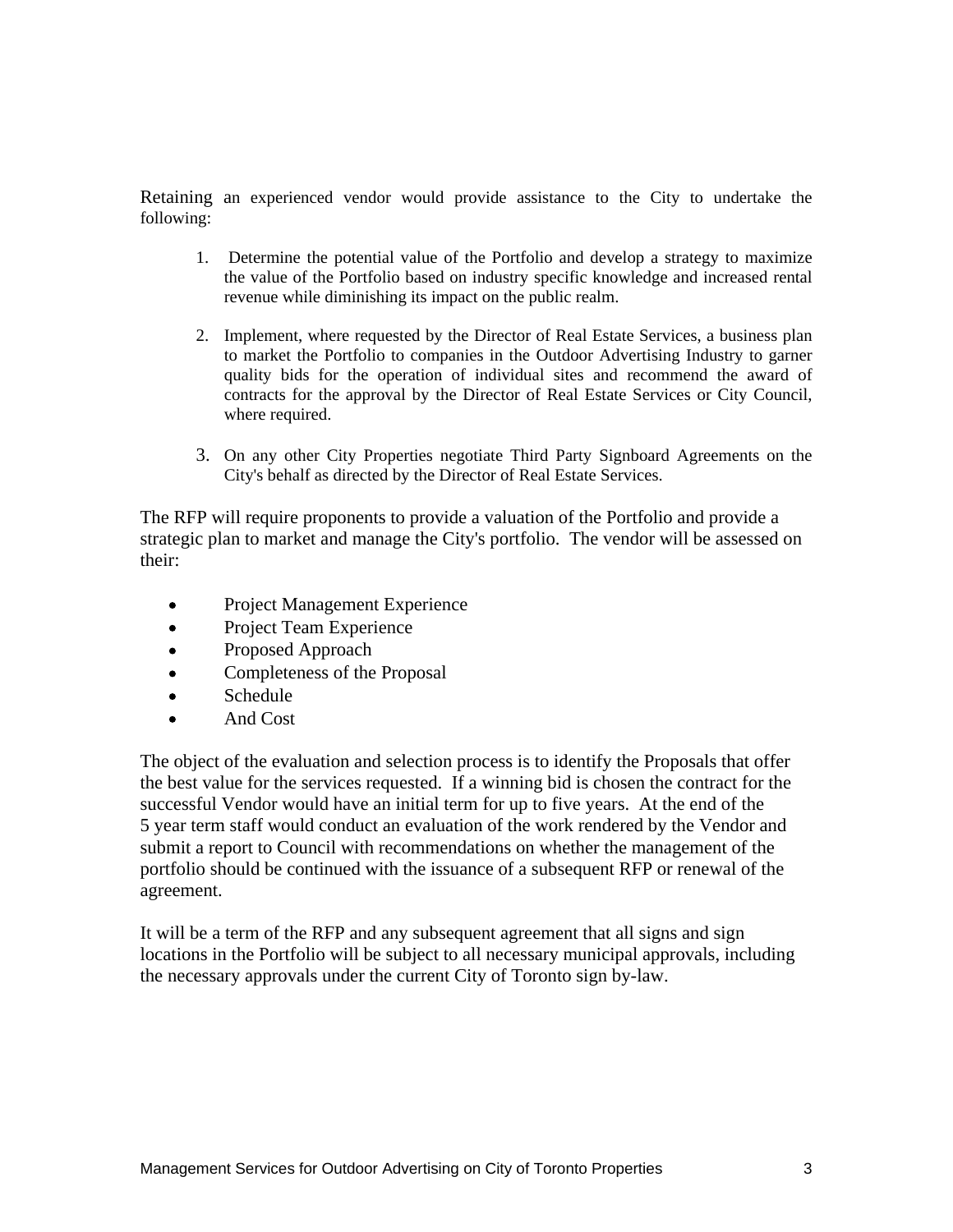Retaining an experienced vendor would provide assistance to the City to undertake the following:

1. Determine the potential value of the Portfolio and develop a strategy to maximize the value of the Portfolio based on industry specific knowledge and increased rental revenue while diminishing its impact on the public realm.

2. Implement, where requested by the Director of Real Estate Services, a business plan to market the Portfolio to companies in the Outdoor Advertising Industry to garner quality bids for the operation of individual sites and recommend the award of contracts for the approval by the Director of Real Estate Services or City Council, where required.

3. On any other City Properties negotiate Third Party Signboard Agreements on the City's behalf as directed by the Director of Real Estate Services.

The RFP will require proponents to provide a valuation of the Portfolio and provide a strategic plan to market and manage the City's portfolio. The vendor will be assessed on their:

- Project Management Experience
- Project Team Experience
- Proposed Approach
- Completeness of the Proposal
- Schedule
- And Cost

The object of the evaluation and selection process is to identify the Proposals that offer the best value for the services requested. If a winning bid is chosen the contract for the successful Vendor would have an initial term for up to five years. At the end of the 5 year term staff would conduct an evaluation of the work rendered by the Vendor and submit a report to Council with recommendations on whether the management of the portfolio should be continued with the issuance of a subsequent RFP or renewal of the agreement.

It will be a term of the RFP and any subsequent agreement that all signs and sign locations in the Portfolio will be subject to all necessary municipal approvals, including the necessary approvals under the current City of Toronto sign by-law.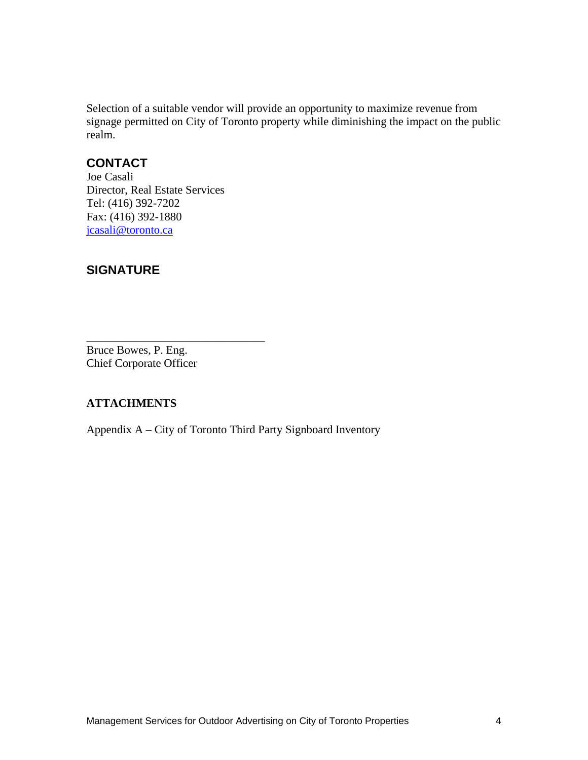Selection of a suitable vendor will provide an opportunity to maximize revenue from signage permitted on City of Toronto property while diminishing the impact on the public realm.

## CONTACT

Joe Casali
Director, Real Estate Services
Tel: (416) 392-7202
Fax: (416) 392-1880
jcasali@toronto.ca

## SIGNATURE

_______________________________

Bruce Bowes, P. Eng.
Chief Corporate Officer

**ATTACHMENTS**

Appendix A – City of Toronto Third Party Signboard Inventory